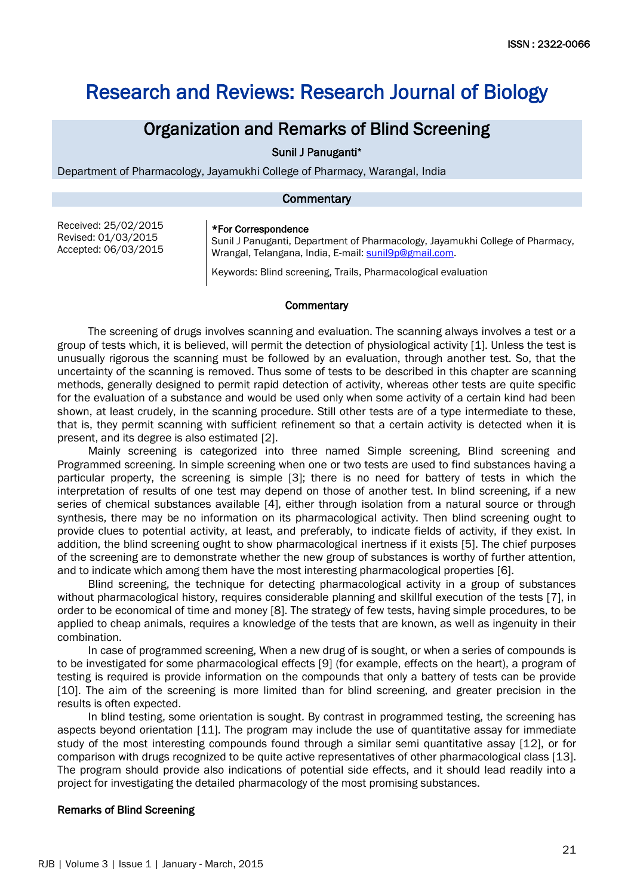ISSN : 2322-0066

# Research and Reviews: Research Journal of Biology

## Organization and Remarks of Blind Screening

Sunil J Panuganti*

Department of Pharmacology, Jayamukhi College of Pharmacy, Warangal, India

**Commentary**

Received: 25/02/2015
Revised: 01/03/2015
Accepted: 06/03/2015

***For Correspondence**

Sunil J Panuganti, Department of Pharmacology, Jayamukhi College of Pharmacy, Wrangal, Telangana, India, E-mail: sunil9p@gmail.com.

Keywords: Blind screening, Trails, Pharmacological evaluation

### Commentary

The screening of drugs involves scanning and evaluation. The scanning always involves a test or a group of tests which, it is believed, will permit the detection of physiological activity [1]. Unless the test is unusually rigorous the scanning must be followed by an evaluation, through another test. So, that the uncertainty of the scanning is removed. Thus some of tests to be described in this chapter are scanning methods, generally designed to permit rapid detection of activity, whereas other tests are quite specific for the evaluation of a substance and would be used only when some activity of a certain kind had been shown, at least crudely, in the scanning procedure. Still other tests are of a type intermediate to these, that is, they permit scanning with sufficient refinement so that a certain activity is detected when it is present, and its degree is also estimated [2].

Mainly screening is categorized into three named Simple screening, Blind screening and Programmed screening. In simple screening when one or two tests are used to find substances having a particular property, the screening is simple [3]; there is no need for battery of tests in which the interpretation of results of one test may depend on those of another test. In blind screening, if a new series of chemical substances available [4], either through isolation from a natural source or through synthesis, there may be no information on its pharmacological activity. Then blind screening ought to provide clues to potential activity, at least, and preferably, to indicate fields of activity, if they exist. In addition, the blind screening ought to show pharmacological inertness if it exists [5]. The chief purposes of the screening are to demonstrate whether the new group of substances is worthy of further attention, and to indicate which among them have the most interesting pharmacological properties [6].

Blind screening, the technique for detecting pharmacological activity in a group of substances without pharmacological history, requires considerable planning and skillful execution of the tests [7], in order to be economical of time and money [8]. The strategy of few tests, having simple procedures, to be applied to cheap animals, requires a knowledge of the tests that are known, as well as ingenuity in their combination.

In case of programmed screening, When a new drug of is sought, or when a series of compounds is to be investigated for some pharmacological effects [9] (for example, effects on the heart), a program of testing is required is provide information on the compounds that only a battery of tests can be provide [10]. The aim of the screening is more limited than for blind screening, and greater precision in the results is often expected.

In blind testing, some orientation is sought. By contrast in programmed testing, the screening has aspects beyond orientation [11]. The program may include the use of quantitative assay for immediate study of the most interesting compounds found through a similar semi quantitative assay [12], or for comparison with drugs recognized to be quite active representatives of other pharmacological class [13]. The program should provide also indications of potential side effects, and it should lead readily into a project for investigating the detailed pharmacology of the most promising substances.

#### Remarks of Blind Screening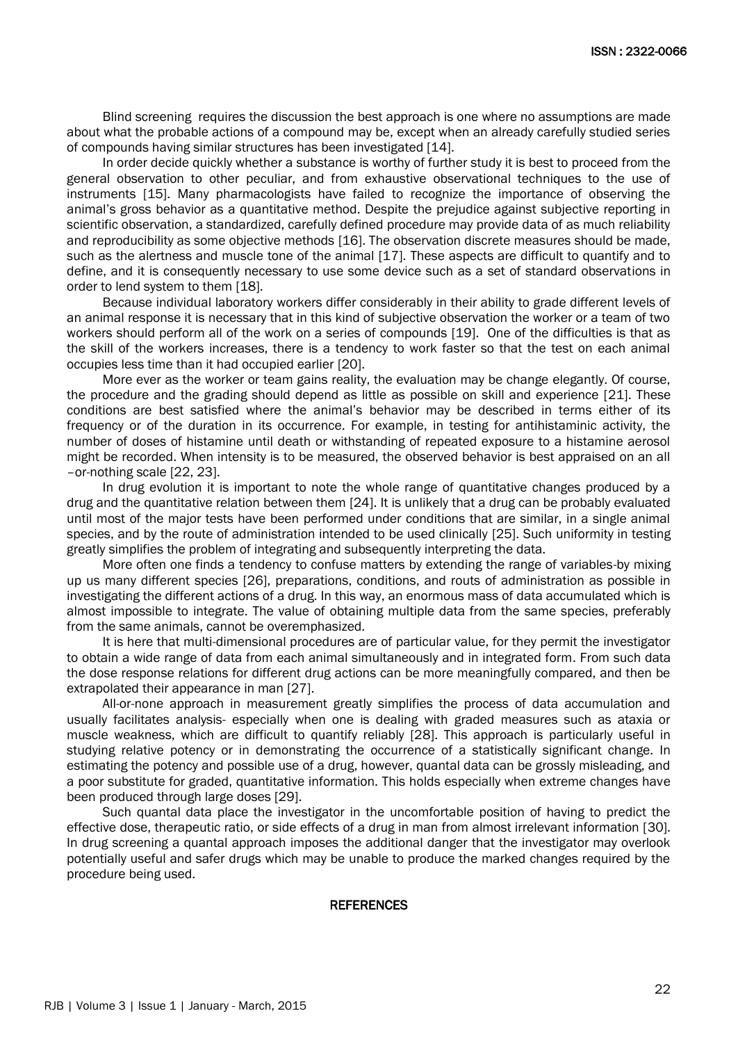Blind screening requires the discussion the best approach is one where no assumptions are made about what the probable actions of a compound may be, except when an already carefully studied series of compounds having similar structures has been investigated [14].

In order decide quickly whether a substance is worthy of further study it is best to proceed from the general observation to other peculiar, and from exhaustive observational techniques to the use of instruments [15]. Many pharmacologists have failed to recognize the importance of observing the animal's gross behavior as a quantitative method. Despite the prejudice against subjective reporting in scientific observation, a standardized, carefully defined procedure may provide data of as much reliability and reproducibility as some objective methods [16]. The observation discrete measures should be made, such as the alertness and muscle tone of the animal [17]. These aspects are difficult to quantify and to define, and it is consequently necessary to use some device such as a set of standard observations in order to lend system to them [18].

Because individual laboratory workers differ considerably in their ability to grade different levels of an animal response it is necessary that in this kind of subjective observation the worker or a team of two workers should perform all of the work on a series of compounds [19]. One of the difficulties is that as the skill of the workers increases, there is a tendency to work faster so that the test on each animal occupies less time than it had occupied earlier [20].

More ever as the worker or team gains reality, the evaluation may be change elegantly. Of course, the procedure and the grading should depend as little as possible on skill and experience [21]. These conditions are best satisfied where the animal's behavior may be described in terms either of its frequency or of the duration in its occurrence. For example, in testing for antihistaminic activity, the number of doses of histamine until death or withstanding of repeated exposure to a histamine aerosol might be recorded. When intensity is to be measured, the observed behavior is best appraised on an all –or-nothing scale [22, 23].

In drug evolution it is important to note the whole range of quantitative changes produced by a drug and the quantitative relation between them [24]. It is unlikely that a drug can be probably evaluated until most of the major tests have been performed under conditions that are similar, in a single animal species, and by the route of administration intended to be used clinically [25]. Such uniformity in testing greatly simplifies the problem of integrating and subsequently interpreting the data.

More often one finds a tendency to confuse matters by extending the range of variables-by mixing up us many different species [26], preparations, conditions, and routs of administration as possible in investigating the different actions of a drug. In this way, an enormous mass of data accumulated which is almost impossible to integrate. The value of obtaining multiple data from the same species, preferably from the same animals, cannot be overemphasized.

It is here that multi-dimensional procedures are of particular value, for they permit the investigator to obtain a wide range of data from each animal simultaneously and in integrated form. From such data the dose response relations for different drug actions can be more meaningfully compared, and then be extrapolated their appearance in man [27].

All-or-none approach in measurement greatly simplifies the process of data accumulation and usually facilitates analysis- especially when one is dealing with graded measures such as ataxia or muscle weakness, which are difficult to quantify reliably [28]. This approach is particularly useful in studying relative potency or in demonstrating the occurrence of a statistically significant change. In estimating the potency and possible use of a drug, however, quantal data can be grossly misleading, and a poor substitute for graded, quantitative information. This holds especially when extreme changes have been produced through large doses [29].

Such quantal data place the investigator in the uncomfortable position of having to predict the effective dose, therapeutic ratio, or side effects of a drug in man from almost irrelevant information [30]. In drug screening a quantal approach imposes the additional danger that the investigator may overlook potentially useful and safer drugs which may be unable to produce the marked changes required by the procedure being used.

## REFERENCES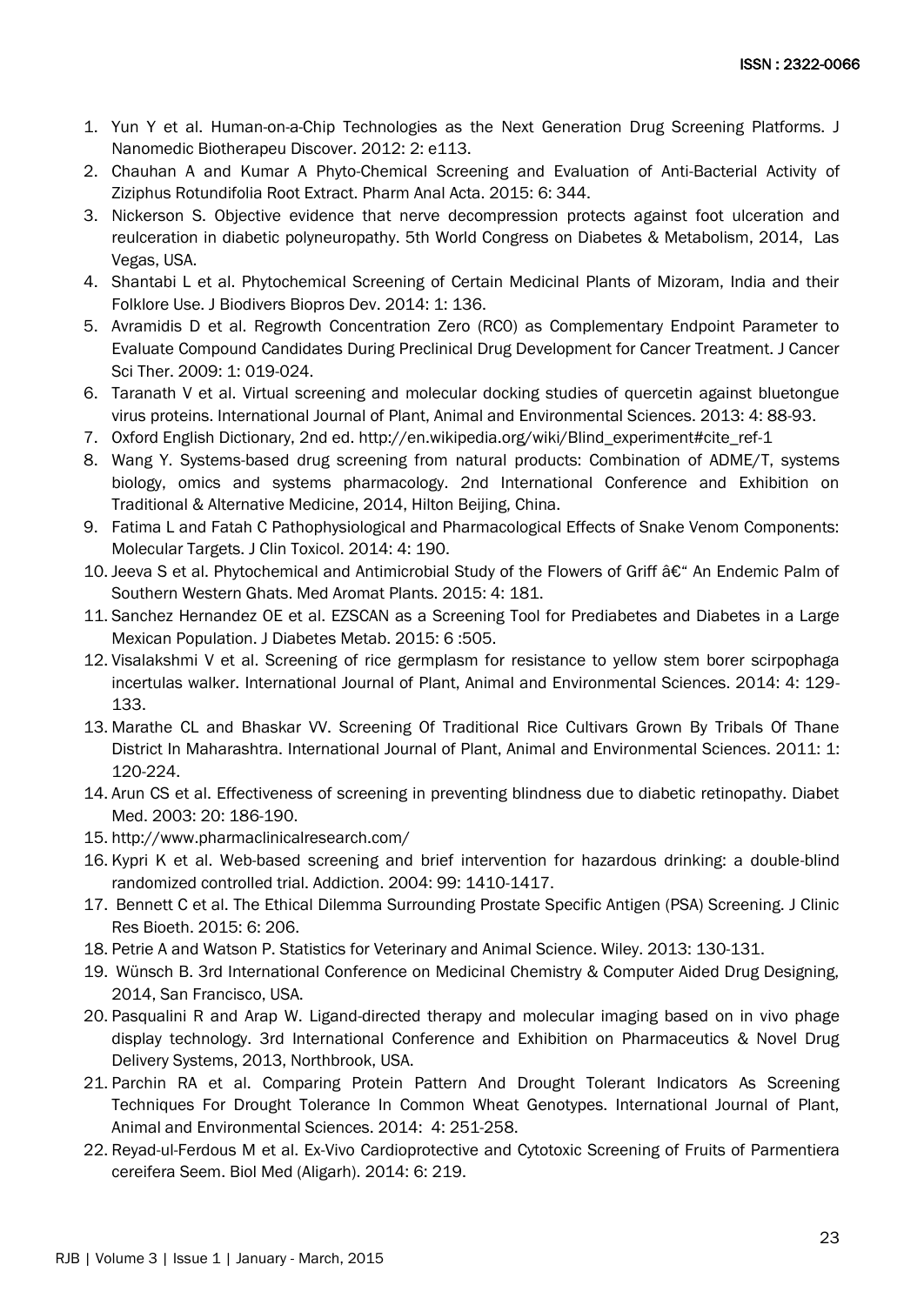1. Yun Y et al. Human-on-a-Chip Technologies as the Next Generation Drug Screening Platforms. J Nanomedic Biotherapeu Discover. 2012: 2: e113.
2. Chauhan A and Kumar A Phyto-Chemical Screening and Evaluation of Anti-Bacterial Activity of Ziziphus Rotundifolia Root Extract. Pharm Anal Acta. 2015: 6: 344.
3. Nickerson S. Objective evidence that nerve decompression protects against foot ulceration and reulceration in diabetic polyneuropathy. 5th World Congress on Diabetes & Metabolism, 2014, Las Vegas, USA.
4. Shantabi L et al. Phytochemical Screening of Certain Medicinal Plants of Mizoram, India and their Folklore Use. J Biodivers Biopros Dev. 2014: 1: 136.
5. Avramidis D et al. Regrowth Concentration Zero (RC0) as Complementary Endpoint Parameter to Evaluate Compound Candidates During Preclinical Drug Development for Cancer Treatment. J Cancer Sci Ther. 2009: 1: 019-024.
6. Taranath V et al. Virtual screening and molecular docking studies of quercetin against bluetongue virus proteins. International Journal of Plant, Animal and Environmental Sciences. 2013: 4: 88-93.
7. Oxford English Dictionary, 2nd ed. http://en.wikipedia.org/wiki/Blind_experiment#cite_ref-1
8. Wang Y. Systems-based drug screening from natural products: Combination of ADME/T, systems biology, omics and systems pharmacology. 2nd International Conference and Exhibition on Traditional & Alternative Medicine, 2014, Hilton Beijing, China.
9. Fatima L and Fatah C Pathophysiological and Pharmacological Effects of Snake Venom Components: Molecular Targets. J Clin Toxicol. 2014: 4: 190.
10. Jeeva S et al. Phytochemical and Antimicrobial Study of the Flowers of Griff â€" An Endemic Palm of Southern Western Ghats. Med Aromat Plants. 2015: 4: 181.
11. Sanchez Hernandez OE et al. EZSCAN as a Screening Tool for Prediabetes and Diabetes in a Large Mexican Population. J Diabetes Metab. 2015: 6 :505.
12. Visalakshmi V et al. Screening of rice germplasm for resistance to yellow stem borer scirpophaga incertulas walker. International Journal of Plant, Animal and Environmental Sciences. 2014: 4: 129-133.
13. Marathe CL and Bhaskar VV. Screening Of Traditional Rice Cultivars Grown By Tribals Of Thane District In Maharashtra. International Journal of Plant, Animal and Environmental Sciences. 2011: 1: 120-224.
14. Arun CS et al. Effectiveness of screening in preventing blindness due to diabetic retinopathy. Diabet Med. 2003: 20: 186-190.
15. http://www.pharmaclinicalresearch.com/
16. Kypri K et al. Web-based screening and brief intervention for hazardous drinking: a double-blind randomized controlled trial. Addiction. 2004: 99: 1410-1417.
17. Bennett C et al. The Ethical Dilemma Surrounding Prostate Specific Antigen (PSA) Screening. J Clinic Res Bioeth. 2015: 6: 206.
18. Petrie A and Watson P. Statistics for Veterinary and Animal Science. Wiley. 2013: 130-131.
19. Wünsch B. 3rd International Conference on Medicinal Chemistry & Computer Aided Drug Designing, 2014, San Francisco, USA.
20. Pasqualini R and Arap W. Ligand-directed therapy and molecular imaging based on in vivo phage display technology. 3rd International Conference and Exhibition on Pharmaceutics & Novel Drug Delivery Systems, 2013, Northbrook, USA.
21. Parchin RA et al. Comparing Protein Pattern And Drought Tolerant Indicators As Screening Techniques For Drought Tolerance In Common Wheat Genotypes. International Journal of Plant, Animal and Environmental Sciences. 2014: 4: 251-258.
22. Reyad-ul-Ferdous M et al. Ex-Vivo Cardioprotective and Cytotoxic Screening of Fruits of Parmentiera cereifera Seem. Biol Med (Aligarh). 2014: 6: 219.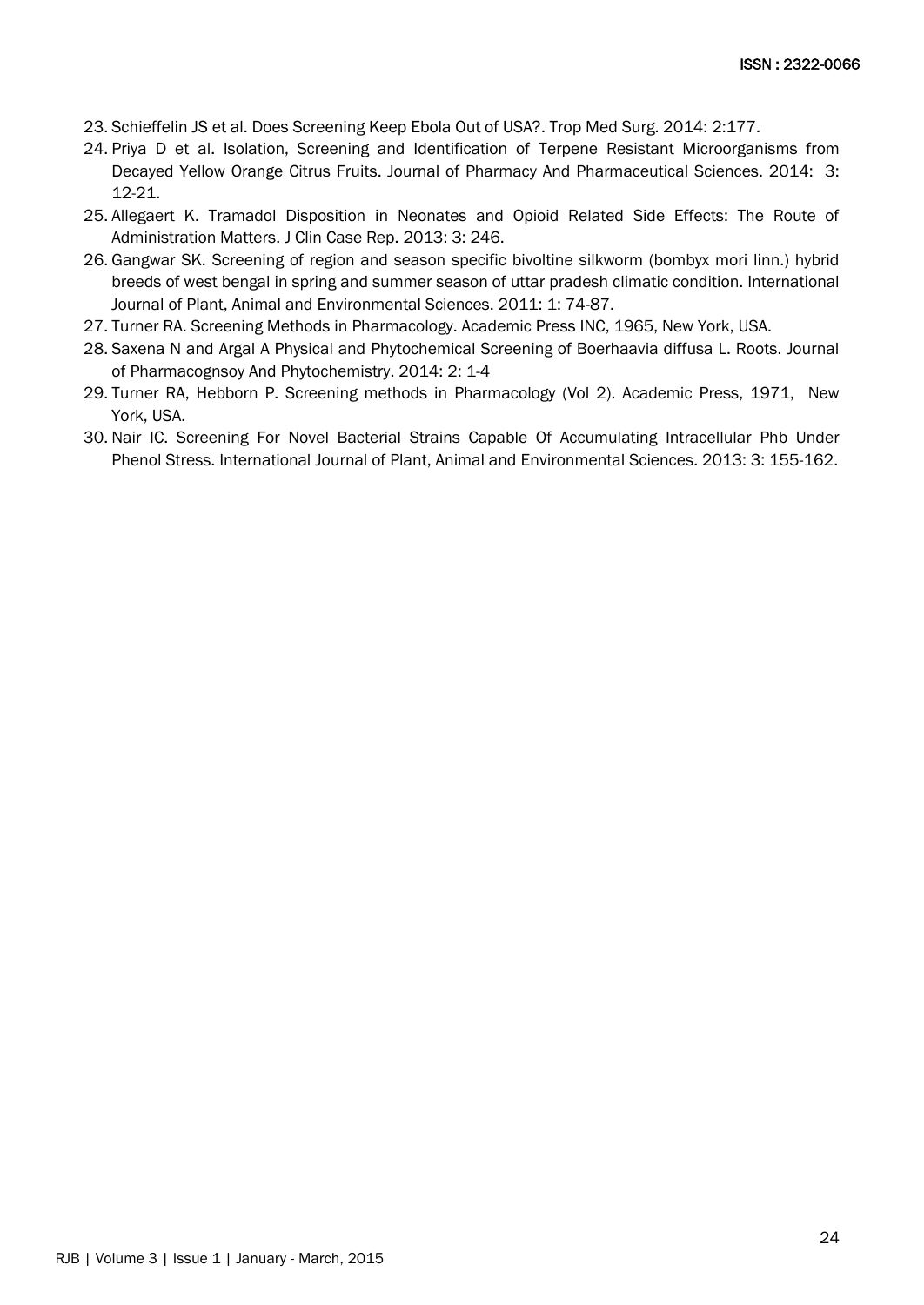23. Schieffelin JS et al. Does Screening Keep Ebola Out of USA?. Trop Med Surg. 2014: 2:177.
24. Priya D et al. Isolation, Screening and Identification of Terpene Resistant Microorganisms from Decayed Yellow Orange Citrus Fruits. Journal of Pharmacy And Pharmaceutical Sciences. 2014: 3: 12-21.
25. Allegaert K. Tramadol Disposition in Neonates and Opioid Related Side Effects: The Route of Administration Matters. J Clin Case Rep. 2013: 3: 246.
26. Gangwar SK. Screening of region and season specific bivoltine silkworm (bombyx mori linn.) hybrid breeds of west bengal in spring and summer season of uttar pradesh climatic condition. International Journal of Plant, Animal and Environmental Sciences. 2011: 1: 74-87.
27. Turner RA. Screening Methods in Pharmacology. Academic Press INC, 1965, New York, USA.
28. Saxena N and Argal A Physical and Phytochemical Screening of Boerhaavia diffusa L. Roots. Journal of Pharmacognsoy And Phytochemistry. 2014: 2: 1-4
29. Turner RA, Hebborn P. Screening methods in Pharmacology (Vol 2). Academic Press, 1971, New York, USA.
30. Nair IC. Screening For Novel Bacterial Strains Capable Of Accumulating Intracellular Phb Under Phenol Stress. International Journal of Plant, Animal and Environmental Sciences. 2013: 3: 155-162.